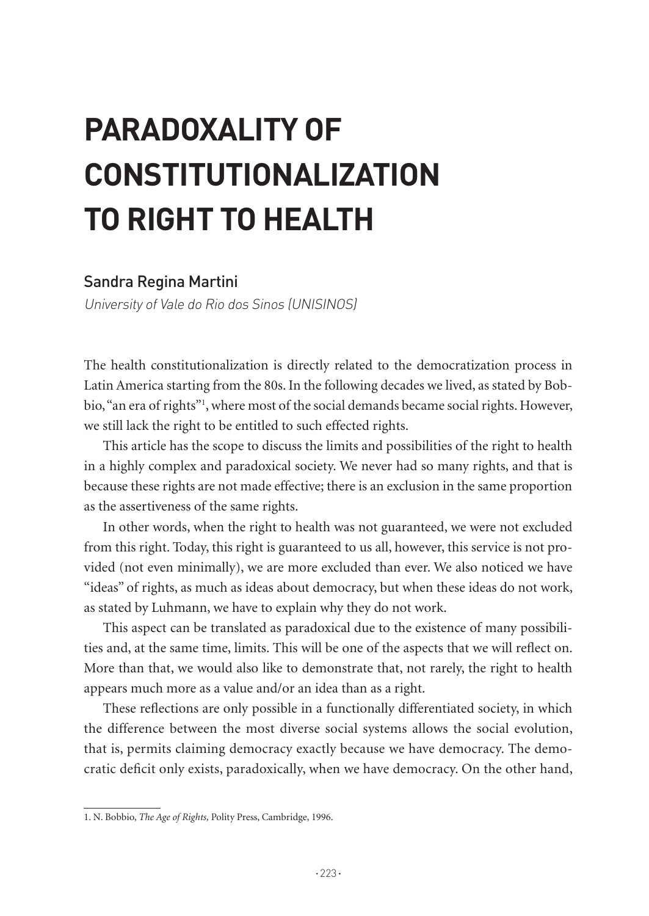# PARADOXALITY OF CONSTITUTIONALIZATION TO RIGHT TO HEALTH

## Sandra Regina Martini

*University of Vale do Rio dos Sinos (UNISINOS)*

The health constitutionalization is directly related to the democratization process in Latin America starting from the 80s. In the following decades we lived, as stated by Bobbio, "an era of rights"[1], where most of the social demands became social rights. However, we still lack the right to be entitled to such effected rights.

This article has the scope to discuss the limits and possibilities of the right to health in a highly complex and paradoxical society. We never had so many rights, and that is because these rights are not made effective; there is an exclusion in the same proportion as the assertiveness of the same rights.

In other words, when the right to health was not guaranteed, we were not excluded from this right. Today, this right is guaranteed to us all, however, this service is not provided (not even minimally), we are more excluded than ever. We also noticed we have "ideas" of rights, as much as ideas about democracy, but when these ideas do not work, as stated by Luhmann, we have to explain why they do not work.

This aspect can be translated as paradoxical due to the existence of many possibilities and, at the same time, limits. This will be one of the aspects that we will reflect on. More than that, we would also like to demonstrate that, not rarely, the right to health appears much more as a value and/or an idea than as a right.

These reflections are only possible in a functionally differentiated society, in which the difference between the most diverse social systems allows the social evolution, that is, permits claiming democracy exactly because we have democracy. The democratic deficit only exists, paradoxically, when we have democracy. On the other hand,

---

1. N. Bobbio, *The Age of Rights,* Polity Press, Cambridge, 1996.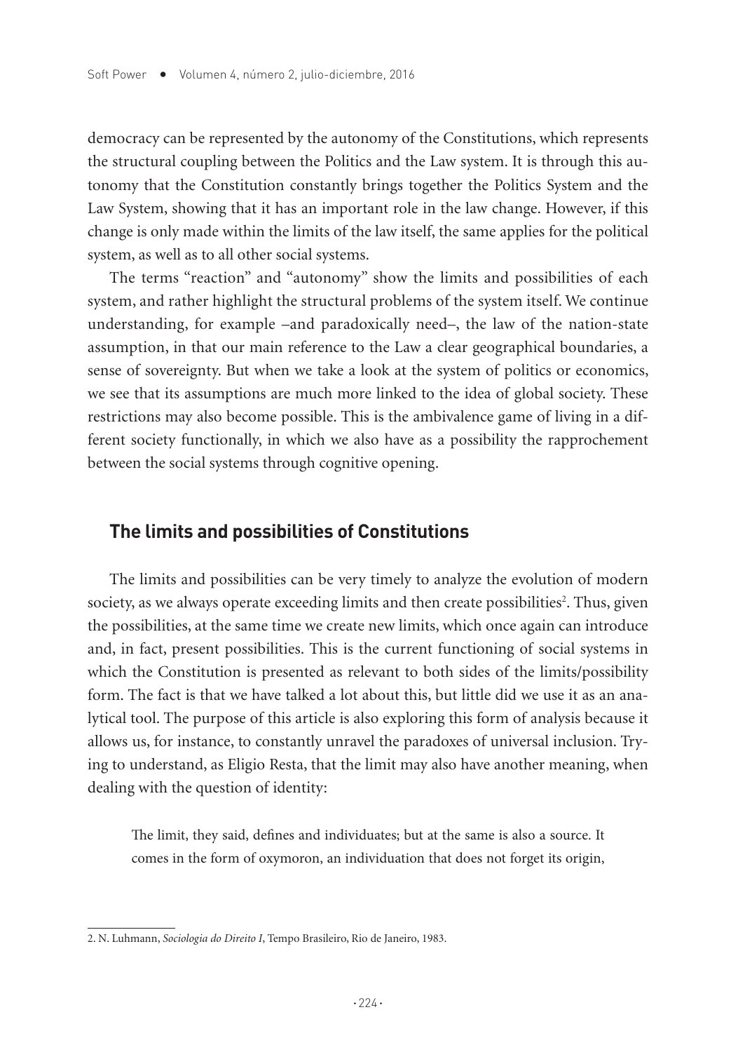democracy can be represented by the autonomy of the Constitutions, which represents the structural coupling between the Politics and the Law system. It is through this autonomy that the Constitution constantly brings together the Politics System and the Law System, showing that it has an important role in the law change. However, if this change is only made within the limits of the law itself, the same applies for the political system, as well as to all other social systems.

The terms "reaction" and "autonomy" show the limits and possibilities of each system, and rather highlight the structural problems of the system itself. We continue understanding, for example –and paradoxically need–, the law of the nation-state assumption, in that our main reference to the Law a clear geographical boundaries, a sense of sovereignty. But when we take a look at the system of politics or economics, we see that its assumptions are much more linked to the idea of global society. These restrictions may also become possible. This is the ambivalence game of living in a different society functionally, in which we also have as a possibility the rapprochement between the social systems through cognitive opening.

## The limits and possibilities of Constitutions

The limits and possibilities can be very timely to analyze the evolution of modern society, as we always operate exceeding limits and then create possibilities[2]. Thus, given the possibilities, at the same time we create new limits, which once again can introduce and, in fact, present possibilities. This is the current functioning of social systems in which the Constitution is presented as relevant to both sides of the limits/possibility form. The fact is that we have talked a lot about this, but little did we use it as an analytical tool. The purpose of this article is also exploring this form of analysis because it allows us, for instance, to constantly unravel the paradoxes of universal inclusion. Trying to understand, as Eligio Resta, that the limit may also have another meaning, when dealing with the question of identity:

> The limit, they said, defines and individuates; but at the same is also a source. It comes in the form of oxymoron, an individuation that does not forget its origin,

2. N. Luhmann, *Sociologia do Direito I*, Tempo Brasileiro, Rio de Janeiro, 1983.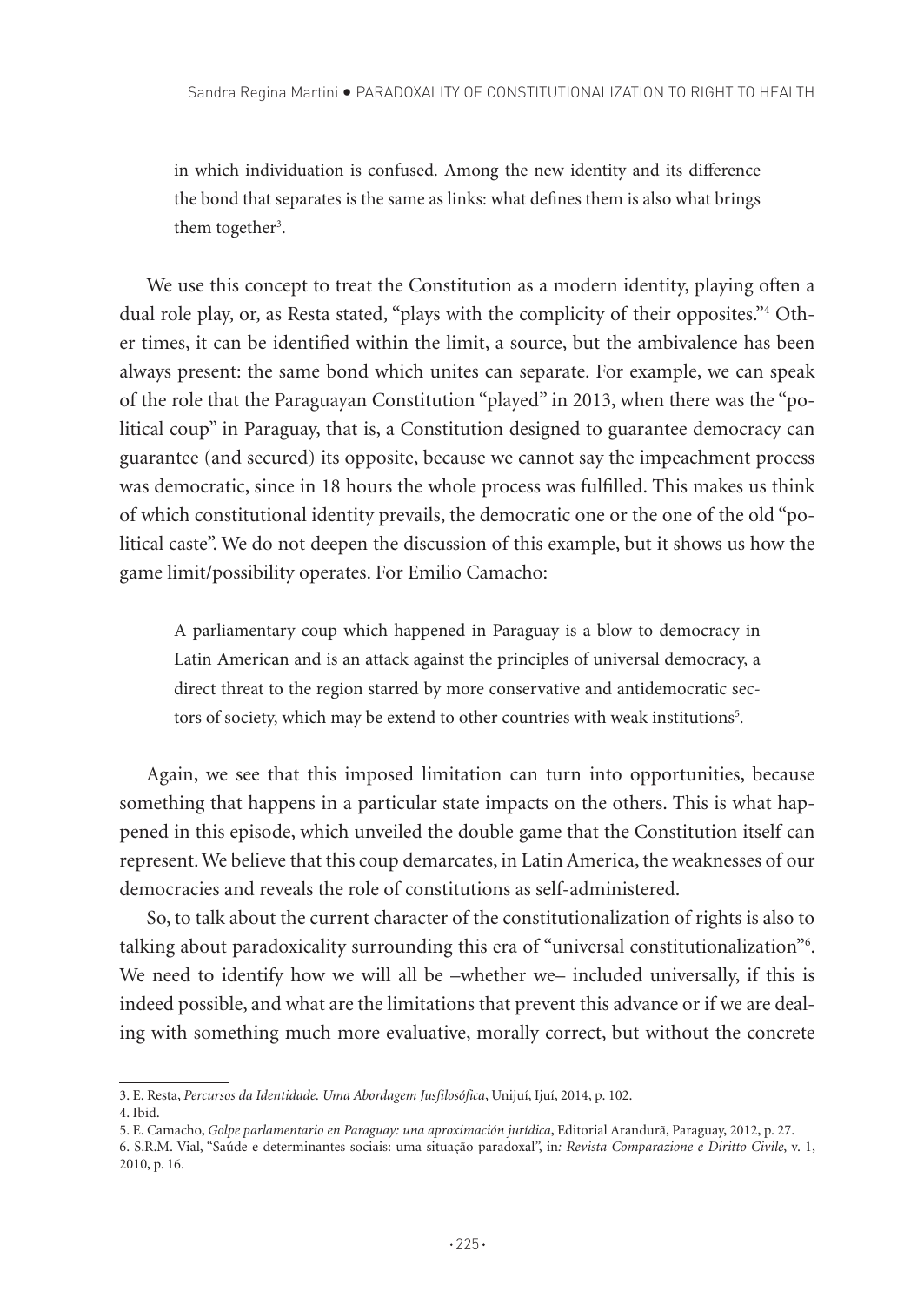> in which individuation is confused. Among the new identity and its difference the bond that separates is the same as links: what defines them is also what brings them together[3].

We use this concept to treat the Constitution as a modern identity, playing often a dual role play, or, as Resta stated, "plays with the complicity of their opposites."[4] Other times, it can be identified within the limit, a source, but the ambivalence has been always present: the same bond which unites can separate. For example, we can speak of the role that the Paraguayan Constitution "played" in 2013, when there was the "political coup" in Paraguay, that is, a Constitution designed to guarantee democracy can guarantee (and secured) its opposite, because we cannot say the impeachment process was democratic, since in 18 hours the whole process was fulfilled. This makes us think of which constitutional identity prevails, the democratic one or the one of the old "political caste". We do not deepen the discussion of this example, but it shows us how the game limit/possibility operates. For Emilio Camacho:

> A parliamentary coup which happened in Paraguay is a blow to democracy in Latin American and is an attack against the principles of universal democracy, a direct threat to the region starred by more conservative and antidemocratic sectors of society, which may be extend to other countries with weak institutions[5].

Again, we see that this imposed limitation can turn into opportunities, because something that happens in a particular state impacts on the others. This is what happened in this episode, which unveiled the double game that the Constitution itself can represent. We believe that this coup demarcates, in Latin America, the weaknesses of our democracies and reveals the role of constitutions as self-administered.

So, to talk about the current character of the constitutionalization of rights is also to talking about paradoxicality surrounding this era of "universal constitutionalization"[6]. We need to identify how we will all be –whether we– included universally, if this is indeed possible, and what are the limitations that prevent this advance or if we are dealing with something much more evaluative, morally correct, but without the concrete

---

3. E. Resta, *Percursos da Identidade. Uma Abordagem Jusfilosófica*, Unijuí, Ijuí, 2014, p. 102.
4. Ibid.
5. E. Camacho, *Golpe parlamentario en Paraguay: una aproximación jurídica*, Editorial Arandurã, Paraguay, 2012, p. 27.
6. S.R.M. Vial, "Saúde e determinantes sociais: uma situação paradoxal", in*: Revista Comparazione e Diritto Civile*, v. 1, 2010, p. 16.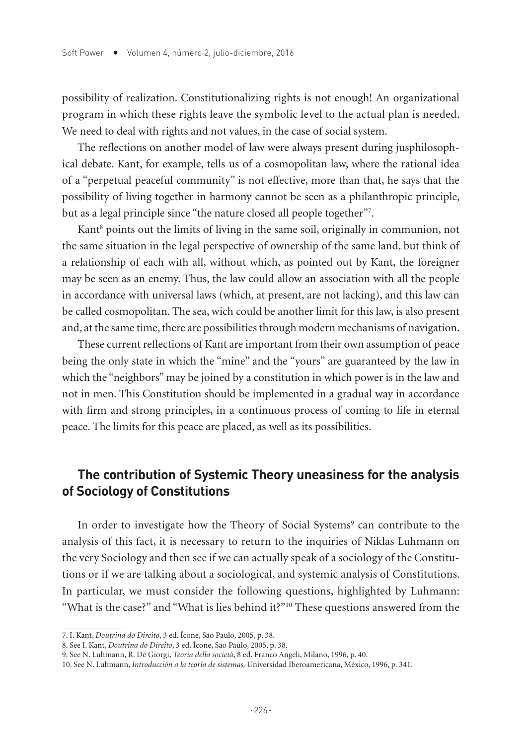possibility of realization. Constitutionalizing rights is not enough! An organizational program in which these rights leave the symbolic level to the actual plan is needed. We need to deal with rights and not values, in the case of social system.

The reflections on another model of law were always present during jusphilosophical debate. Kant, for example, tells us of a cosmopolitan law, where the rational idea of a "perpetual peaceful community" is not effective, more than that, he says that the possibility of living together in harmony cannot be seen as a philanthropic principle, but as a legal principle since "the nature closed all people together"[7].

Kant[8] points out the limits of living in the same soil, originally in communion, not the same situation in the legal perspective of ownership of the same land, but think of a relationship of each with all, without which, as pointed out by Kant, the foreigner may be seen as an enemy. Thus, the law could allow an association with all the people in accordance with universal laws (which, at present, are not lacking), and this law can be called cosmopolitan. The sea, wich could be another limit for this law, is also present and, at the same time, there are possibilities through modern mechanisms of navigation.

These current reflections of Kant are important from their own assumption of peace being the only state in which the "mine" and the "yours" are guaranteed by the law in which the "neighbors" may be joined by a constitution in which power is in the law and not in men. This Constitution should be implemented in a gradual way in accordance with firm and strong principles, in a continuous process of coming to life in eternal peace. The limits for this peace are placed, as well as its possibilities.

## The contribution of Systemic Theory uneasiness for the analysis of Sociology of Constitutions

In order to investigate how the Theory of Social Systems[9] can contribute to the analysis of this fact, it is necessary to return to the inquiries of Niklas Luhmann on the very Sociology and then see if we can actually speak of a sociology of the Constitutions or if we are talking about a sociological, and systemic analysis of Constitutions. In particular, we must consider the following questions, highlighted by Luhmann: "What is the case?" and "What is lies behind it?"[10] These questions answered from the

---

7. I. Kant, *Doutrina do Direito*, 3 ed. Ícone, São Paulo, 2005, p. 38.

8. See I. Kant, *Doutrina do Direito*, 3 ed. Ícone, São Paulo, 2005, p. 38.

9. See N. Luhmann, R. De Giorgi, *Teoria della società*, 8 ed. Franco Angeli, Milano, 1996, p. 40.

10. See N. Luhmann, *Introducción a la teoría de sistemas,* Universidad Iberoamericana, México, 1996, p. 341.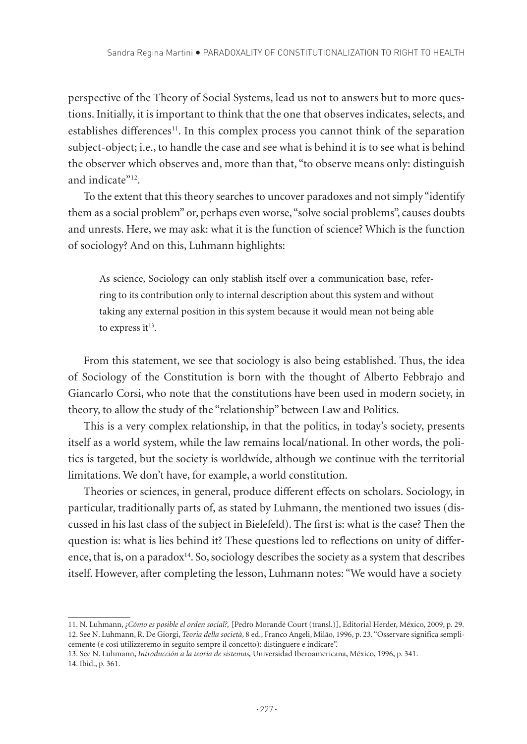perspective of the Theory of Social Systems, lead us not to answers but to more questions. Initially, it is important to think that the one that observes indicates, selects, and establishes differences[11]. In this complex process you cannot think of the separation subject-object; i.e., to handle the case and see what is behind it is to see what is behind the observer which observes and, more than that, "to observe means only: distinguish and indicate"[12].

To the extent that this theory searches to uncover paradoxes and not simply "identify them as a social problem" or, perhaps even worse, "solve social problems", causes doubts and unrests. Here, we may ask: what it is the function of science? Which is the function of sociology? And on this, Luhmann highlights:

> As science, Sociology can only stablish itself over a communication base, referring to its contribution only to internal description about this system and without taking any external position in this system because it would mean not being able to express it[13].

From this statement, we see that sociology is also being established. Thus, the idea of Sociology of the Constitution is born with the thought of Alberto Febbrajo and Giancarlo Corsi, who note that the constitutions have been used in modern society, in theory, to allow the study of the "relationship" between Law and Politics.

This is a very complex relationship, in that the politics, in today's society, presents itself as a world system, while the law remains local/national. In other words, the politics is targeted, but the society is worldwide, although we continue with the territorial limitations. We don't have, for example, a world constitution.

Theories or sciences, in general, produce different effects on scholars. Sociology, in particular, traditionally parts of, as stated by Luhmann, the mentioned two issues (discussed in his last class of the subject in Bielefeld). The first is: what is the case? Then the question is: what is lies behind it? These questions led to reflections on unity of difference, that is, on a paradox[14]. So, sociology describes the society as a system that describes itself. However, after completing the lesson, Luhmann notes: "We would have a society

---

11. N. Luhmann, *¿Cómo es posible el orden social?,* [Pedro Morandé Court (transl.)], Editorial Herder, México, 2009, p. 29.

12. See N. Luhmann, R. De Giorgi, *Teoria della società*, 8 ed., Franco Angeli, Milão, 1996, p. 23. "Osservare significa semplicemente (e così utilizzeremo in seguito sempre il concetto): distinguere e indicare".

13. See N. Luhmann, *Introducción a la teoría de sistemas,* Universidad Iberoamericana, México, 1996, p. 341.

14. Ibid., p. 361.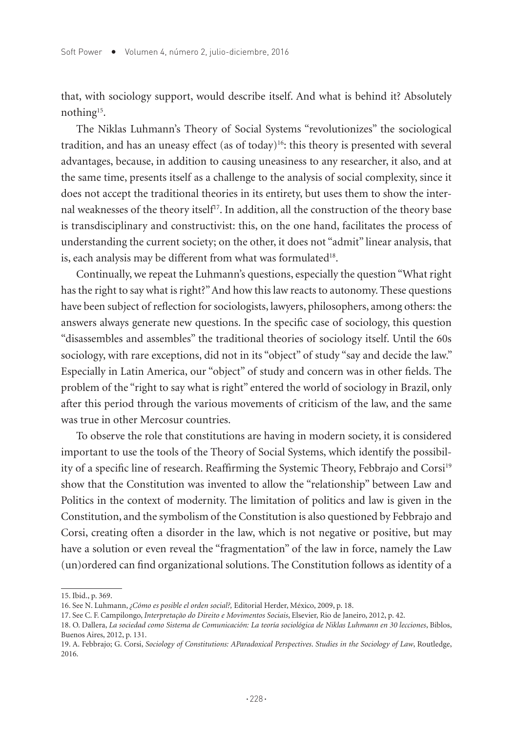that, with sociology support, would describe itself. And what is behind it? Absolutely nothing[15].

The Niklas Luhmann's Theory of Social Systems "revolutionizes" the sociological tradition, and has an uneasy effect (as of today)[16]: this theory is presented with several advantages, because, in addition to causing uneasiness to any researcher, it also, and at the same time, presents itself as a challenge to the analysis of social complexity, since it does not accept the traditional theories in its entirety, but uses them to show the internal weaknesses of the theory itself[17]. In addition, all the construction of the theory base is transdisciplinary and constructivist: this, on the one hand, facilitates the process of understanding the current society; on the other, it does not "admit" linear analysis, that is, each analysis may be different from what was formulated[18].

Continually, we repeat the Luhmann's questions, especially the question "What right has the right to say what is right?" And how this law reacts to autonomy. These questions have been subject of reflection for sociologists, lawyers, philosophers, among others: the answers always generate new questions. In the specific case of sociology, this question "disassembles and assembles" the traditional theories of sociology itself. Until the 60s sociology, with rare exceptions, did not in its "object" of study "say and decide the law." Especially in Latin America, our "object" of study and concern was in other fields. The problem of the "right to say what is right" entered the world of sociology in Brazil, only after this period through the various movements of criticism of the law, and the same was true in other Mercosur countries.

To observe the role that constitutions are having in modern society, it is considered important to use the tools of the Theory of Social Systems, which identify the possibility of a specific line of research. Reaffirming the Systemic Theory, Febbrajo and Corsi[19] show that the Constitution was invented to allow the "relationship" between Law and Politics in the context of modernity. The limitation of politics and law is given in the Constitution, and the symbolism of the Constitution is also questioned by Febbrajo and Corsi, creating often a disorder in the law, which is not negative or positive, but may have a solution or even reveal the "fragmentation" of the law in force, namely the Law (un)ordered can find organizational solutions. The Constitution follows as identity of a

---

15. Ibid., p. 369.

16. See N. Luhmann, *¿Cómo es posible el orden social?,* Editorial Herder, México, 2009, p. 18.

17. See C. F. Campilongo, *Interpretação do Direito e Movimentos Sociais*, Elsevier, Rio de Janeiro, 2012, p. 42.

18. O. Dallera, *La sociedad como Sistema de Comunicación: La teoría sociológica de Niklas Luhmann en 30 lecciones*, Biblos, Buenos Aires, 2012, p. 131.

19. A. Febbrajo; G. Corsi, *Sociology of Constitutions: AParadoxical Perspectives. Studies in the Sociology of Law*, Routledge, 2016.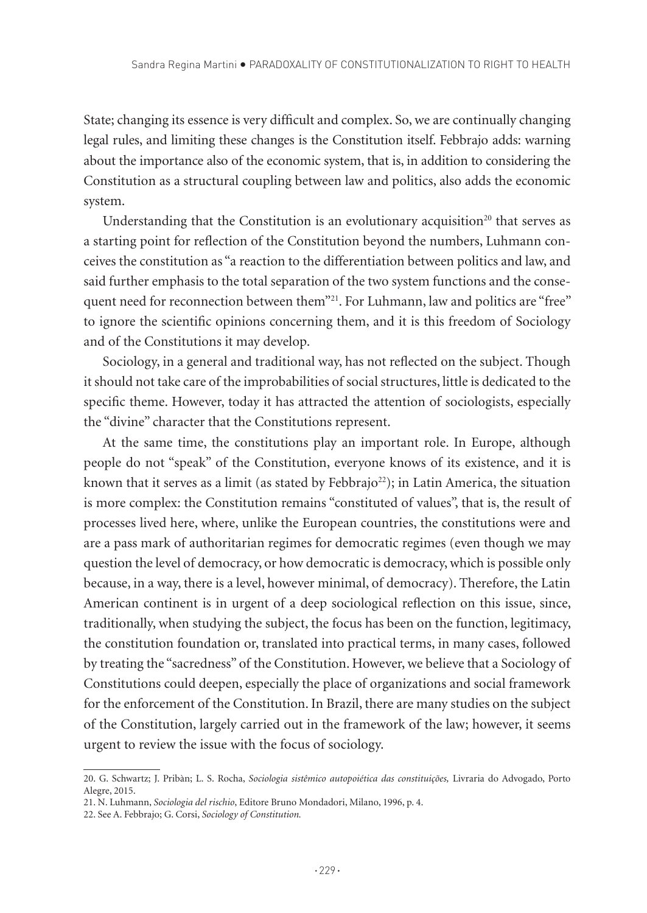State; changing its essence is very difficult and complex. So, we are continually changing legal rules, and limiting these changes is the Constitution itself. Febbrajo adds: warning about the importance also of the economic system, that is, in addition to considering the Constitution as a structural coupling between law and politics, also adds the economic system.

Understanding that the Constitution is an evolutionary acquisition[20] that serves as a starting point for reflection of the Constitution beyond the numbers, Luhmann conceives the constitution as "a reaction to the differentiation between politics and law, and said further emphasis to the total separation of the two system functions and the consequent need for reconnection between them"[21]. For Luhmann, law and politics are "free" to ignore the scientific opinions concerning them, and it is this freedom of Sociology and of the Constitutions it may develop.

Sociology, in a general and traditional way, has not reflected on the subject. Though it should not take care of the improbabilities of social structures, little is dedicated to the specific theme. However, today it has attracted the attention of sociologists, especially the "divine" character that the Constitutions represent.

At the same time, the constitutions play an important role. In Europe, although people do not "speak" of the Constitution, everyone knows of its existence, and it is known that it serves as a limit (as stated by Febbrajo[22]); in Latin America, the situation is more complex: the Constitution remains "constituted of values", that is, the result of processes lived here, where, unlike the European countries, the constitutions were and are a pass mark of authoritarian regimes for democratic regimes (even though we may question the level of democracy, or how democratic is democracy, which is possible only because, in a way, there is a level, however minimal, of democracy). Therefore, the Latin American continent is in urgent of a deep sociological reflection on this issue, since, traditionally, when studying the subject, the focus has been on the function, legitimacy, the constitution foundation or, translated into practical terms, in many cases, followed by treating the "sacredness" of the Constitution. However, we believe that a Sociology of Constitutions could deepen, especially the place of organizations and social framework for the enforcement of the Constitution. In Brazil, there are many studies on the subject of the Constitution, largely carried out in the framework of the law; however, it seems urgent to review the issue with the focus of sociology.

---

20. G. Schwartz; J. Pribàn; L. S. Rocha, *Sociologia sistêmico autopoiética das constituições,* Livraria do Advogado, Porto Alegre, 2015.

21. N. Luhmann, *Sociologia del rischio*, Editore Bruno Mondadori, Milano, 1996, p. 4.

22. See A. Febbrajo; G. Corsi, *Sociology of Constitution.*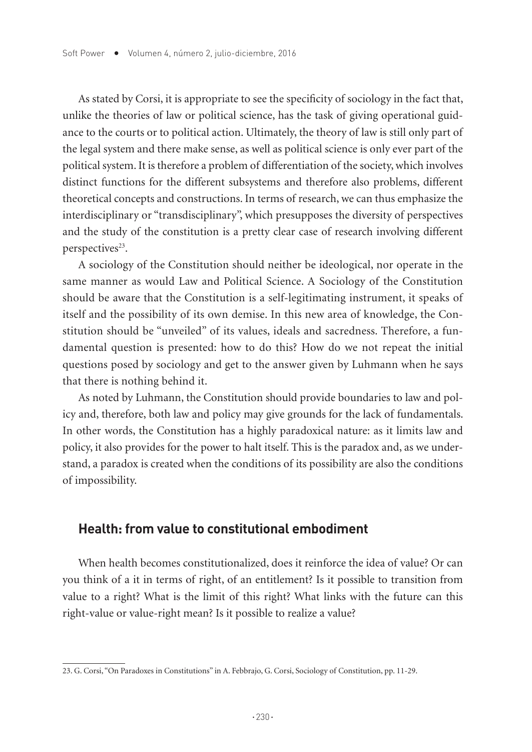As stated by Corsi, it is appropriate to see the specificity of sociology in the fact that, unlike the theories of law or political science, has the task of giving operational guidance to the courts or to political action. Ultimately, the theory of law is still only part of the legal system and there make sense, as well as political science is only ever part of the political system. It is therefore a problem of differentiation of the society, which involves distinct functions for the different subsystems and therefore also problems, different theoretical concepts and constructions. In terms of research, we can thus emphasize the interdisciplinary or "transdisciplinary", which presupposes the diversity of perspectives and the study of the constitution is a pretty clear case of research involving different perspectives[23].

A sociology of the Constitution should neither be ideological, nor operate in the same manner as would Law and Political Science. A Sociology of the Constitution should be aware that the Constitution is a self-legitimating instrument, it speaks of itself and the possibility of its own demise. In this new area of knowledge, the Constitution should be "unveiled" of its values, ideals and sacredness. Therefore, a fundamental question is presented: how to do this? How do we not repeat the initial questions posed by sociology and get to the answer given by Luhmann when he says that there is nothing behind it.

As noted by Luhmann, the Constitution should provide boundaries to law and policy and, therefore, both law and policy may give grounds for the lack of fundamentals. In other words, the Constitution has a highly paradoxical nature: as it limits law and policy, it also provides for the power to halt itself. This is the paradox and, as we understand, a paradox is created when the conditions of its possibility are also the conditions of impossibility.

## Health: from value to constitutional embodiment

When health becomes constitutionalized, does it reinforce the idea of value? Or can you think of a it in terms of right, of an entitlement? Is it possible to transition from value to a right? What is the limit of this right? What links with the future can this right-value or value-right mean? Is it possible to realize a value?

---

23. G. Corsi, "On Paradoxes in Constitutions" in A. Febbrajo, G. Corsi, Sociology of Constitution, pp. 11-29.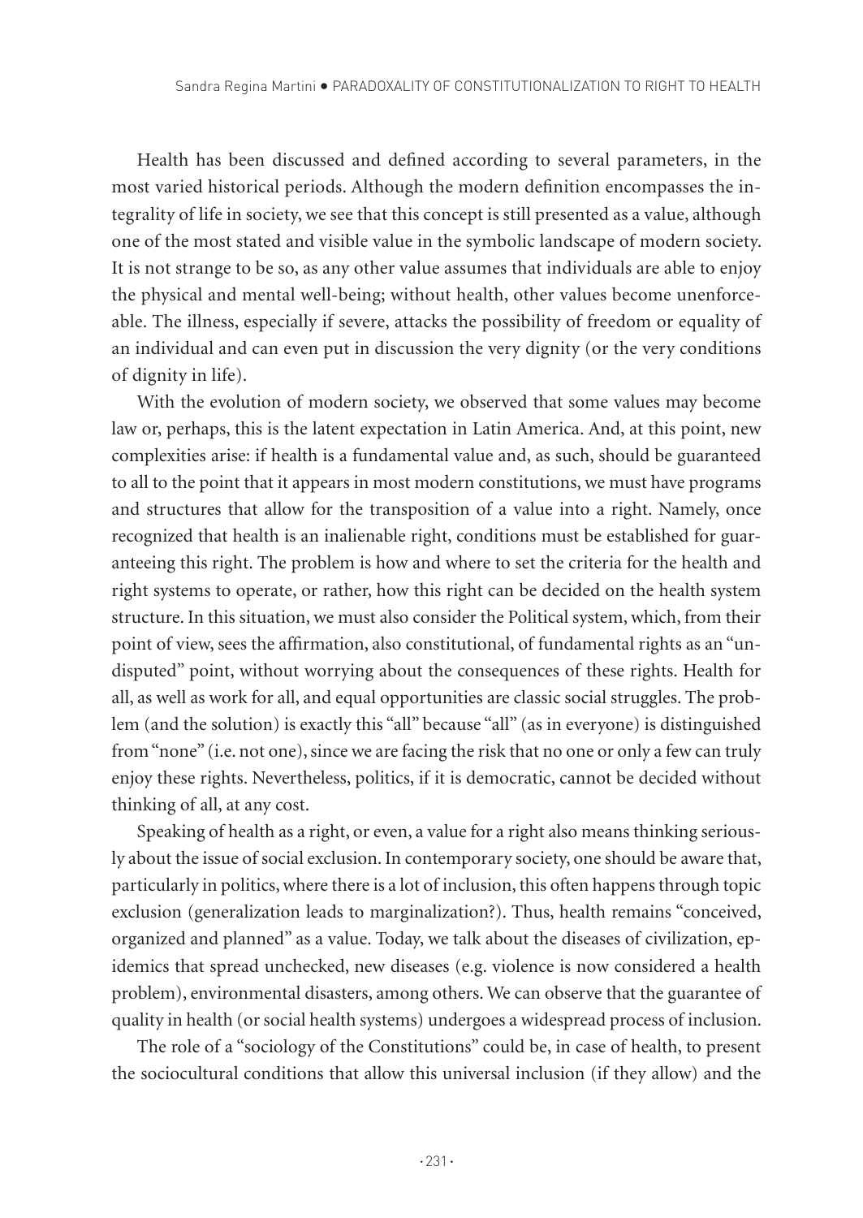Health has been discussed and defined according to several parameters, in the most varied historical periods. Although the modern definition encompasses the integrality of life in society, we see that this concept is still presented as a value, although one of the most stated and visible value in the symbolic landscape of modern society. It is not strange to be so, as any other value assumes that individuals are able to enjoy the physical and mental well-being; without health, other values become unenforceable. The illness, especially if severe, attacks the possibility of freedom or equality of an individual and can even put in discussion the very dignity (or the very conditions of dignity in life).

With the evolution of modern society, we observed that some values may become law or, perhaps, this is the latent expectation in Latin America. And, at this point, new complexities arise: if health is a fundamental value and, as such, should be guaranteed to all to the point that it appears in most modern constitutions, we must have programs and structures that allow for the transposition of a value into a right. Namely, once recognized that health is an inalienable right, conditions must be established for guaranteeing this right. The problem is how and where to set the criteria for the health and right systems to operate, or rather, how this right can be decided on the health system structure. In this situation, we must also consider the Political system, which, from their point of view, sees the affirmation, also constitutional, of fundamental rights as an "undisputed" point, without worrying about the consequences of these rights. Health for all, as well as work for all, and equal opportunities are classic social struggles. The problem (and the solution) is exactly this "all" because "all" (as in everyone) is distinguished from "none" (i.e. not one), since we are facing the risk that no one or only a few can truly enjoy these rights. Nevertheless, politics, if it is democratic, cannot be decided without thinking of all, at any cost.

Speaking of health as a right, or even, a value for a right also means thinking seriously about the issue of social exclusion. In contemporary society, one should be aware that, particularly in politics, where there is a lot of inclusion, this often happens through topic exclusion (generalization leads to marginalization?). Thus, health remains "conceived, organized and planned" as a value. Today, we talk about the diseases of civilization, epidemics that spread unchecked, new diseases (e.g. violence is now considered a health problem), environmental disasters, among others. We can observe that the guarantee of quality in health (or social health systems) undergoes a widespread process of inclusion.

The role of a "sociology of the Constitutions" could be, in case of health, to present the sociocultural conditions that allow this universal inclusion (if they allow) and the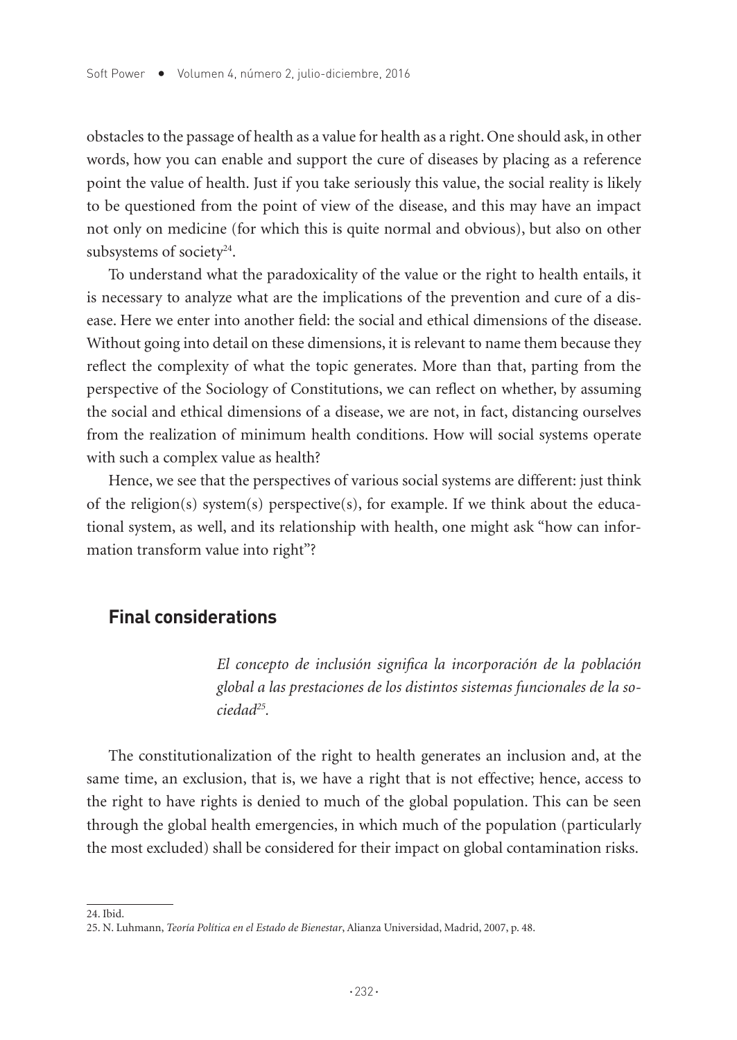obstacles to the passage of health as a value for health as a right. One should ask, in other words, how you can enable and support the cure of diseases by placing as a reference point the value of health. Just if you take seriously this value, the social reality is likely to be questioned from the point of view of the disease, and this may have an impact not only on medicine (for which this is quite normal and obvious), but also on other subsystems of society[24].

To understand what the paradoxicality of the value or the right to health entails, it is necessary to analyze what are the implications of the prevention and cure of a disease. Here we enter into another field: the social and ethical dimensions of the disease. Without going into detail on these dimensions, it is relevant to name them because they reflect the complexity of what the topic generates. More than that, parting from the perspective of the Sociology of Constitutions, we can reflect on whether, by assuming the social and ethical dimensions of a disease, we are not, in fact, distancing ourselves from the realization of minimum health conditions. How will social systems operate with such a complex value as health?

Hence, we see that the perspectives of various social systems are different: just think of the religion(s) system(s) perspective(s), for example. If we think about the educational system, as well, and its relationship with health, one might ask "how can information transform value into right"?

## Final considerations

> *El concepto de inclusión significa la incorporación de la población global a las prestaciones de los distintos sistemas funcionales de la sociedad*[25].

The constitutionalization of the right to health generates an inclusion and, at the same time, an exclusion, that is, we have a right that is not effective; hence, access to the right to have rights is denied to much of the global population. This can be seen through the global health emergencies, in which much of the population (particularly the most excluded) shall be considered for their impact on global contamination risks.

---

24. Ibid.

25. N. Luhmann, *Teoría Política en el Estado de Bienestar*, Alianza Universidad, Madrid, 2007, p. 48.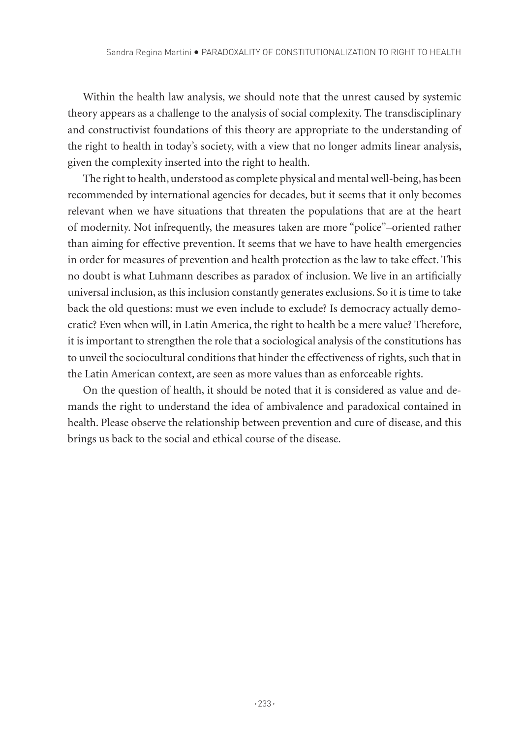Within the health law analysis, we should note that the unrest caused by systemic theory appears as a challenge to the analysis of social complexity. The transdisciplinary and constructivist foundations of this theory are appropriate to the understanding of the right to health in today's society, with a view that no longer admits linear analysis, given the complexity inserted into the right to health.

The right to health, understood as complete physical and mental well-being, has been recommended by international agencies for decades, but it seems that it only becomes relevant when we have situations that threaten the populations that are at the heart of modernity. Not infrequently, the measures taken are more "police"–oriented rather than aiming for effective prevention. It seems that we have to have health emergencies in order for measures of prevention and health protection as the law to take effect. This no doubt is what Luhmann describes as paradox of inclusion. We live in an artificially universal inclusion, as this inclusion constantly generates exclusions. So it is time to take back the old questions: must we even include to exclude? Is democracy actually democratic? Even when will, in Latin America, the right to health be a mere value? Therefore, it is important to strengthen the role that a sociological analysis of the constitutions has to unveil the sociocultural conditions that hinder the effectiveness of rights, such that in the Latin American context, are seen as more values than as enforceable rights.

On the question of health, it should be noted that it is considered as value and demands the right to understand the idea of ambivalence and paradoxical contained in health. Please observe the relationship between prevention and cure of disease, and this brings us back to the social and ethical course of the disease.